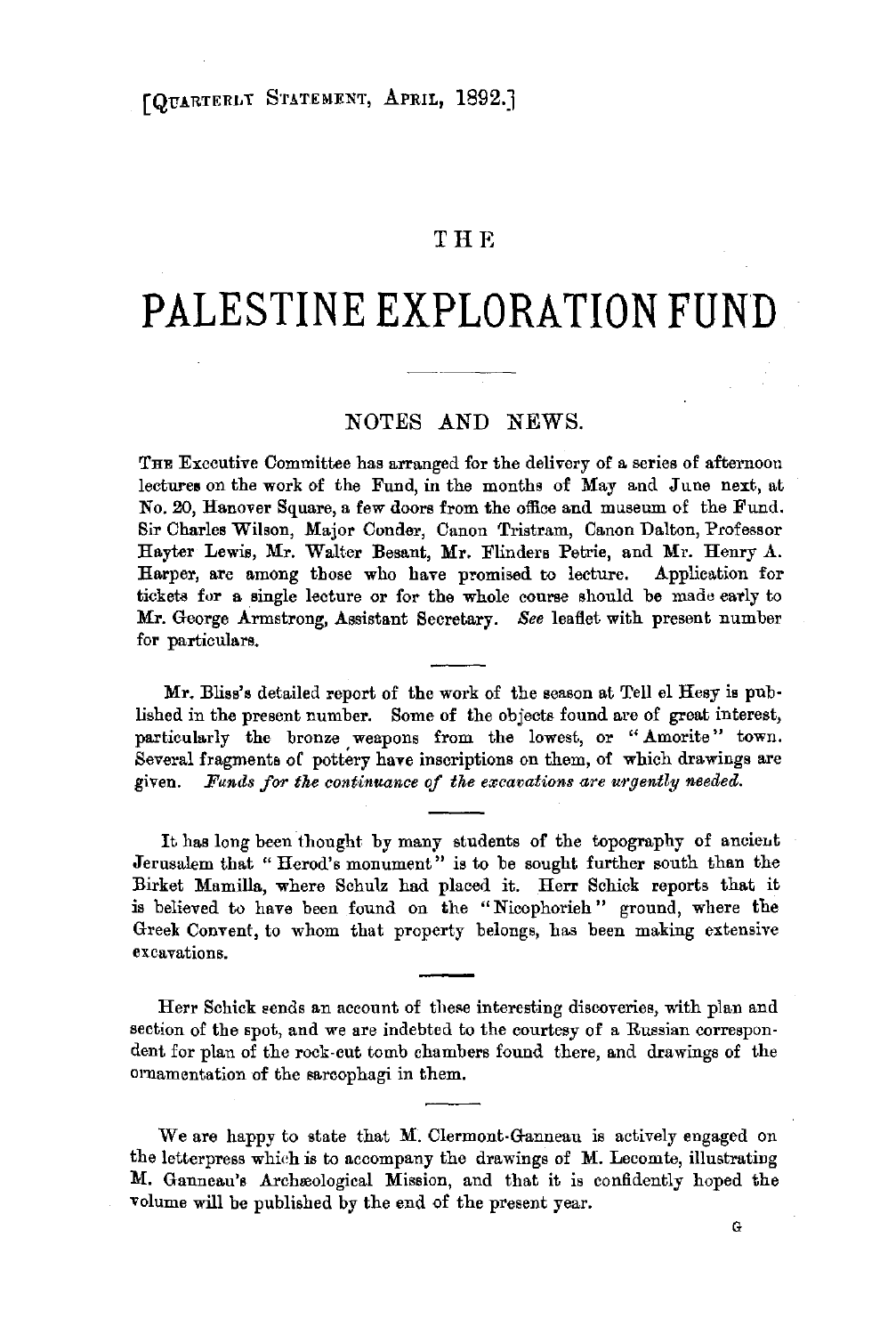[QUARTERLY STATEMENT, APRIL, 1892.]

THE

# PALESTINE EXPLORATION FUND

## NOTES AND NEWS.

THE Executive Committee has arranged for the delivery of a series of afternoon lectures on the work of the Fund, in the months of May and June next, at No. 20, Hanover Square, a few doors from the office and museum of the Fund. Sir Charles Wilson, Major Conder, Canon Tristram, Canon Dalton, Professor Hayter Lewis, Mr. Walter Besant, Mr. Flinders Petrie, and Mr. Henry A. Harper, are among those who have promised to lecture. Application for tickets for a single lecture or for the whole course should be made early to Mr. George Armstrong, Assistant Secretary. *See* leaflet with present number for particulars.

Mr. Bliss's detailed report of the work of the season at Tell el Hesy is published in the present number. Some of the objects found are of great interest, particularly the bronze weapons from the lowest, or "Amorite" town. Several fragments of pottery have inscriptions on them, of which drawings are given. *Funds for the continuance of the excavations are urgently needed.*

It has long been thought by many students of the topography of ancient Jerusalem that "Herod's monument" is to be sought further south than the Birket Mamilla, where Schulz had placed it. Herr Schick reports that it is believed to have been found on the "Nicophorieh" ground, where the Greek Convent, to whom that property belongs, has been making extensive excavations.

Herr Schick sends an account of these interesting discoveries, with plan and section of the spot, and we are indebted to the courtesy of a Russian correspondent for plan of the rock-cut tomb chambers found there, and drawings of the ornamentation of the sarcophagi in them.

We are happy to state that M. Clermont-Ganneau is actively engaged on the letterpress which is to accompany the drawings of M. Lecomte, illustrating M. Ganneau's Archæological Mission, and that it is confidently hoped the volume will be published by the end of the present year.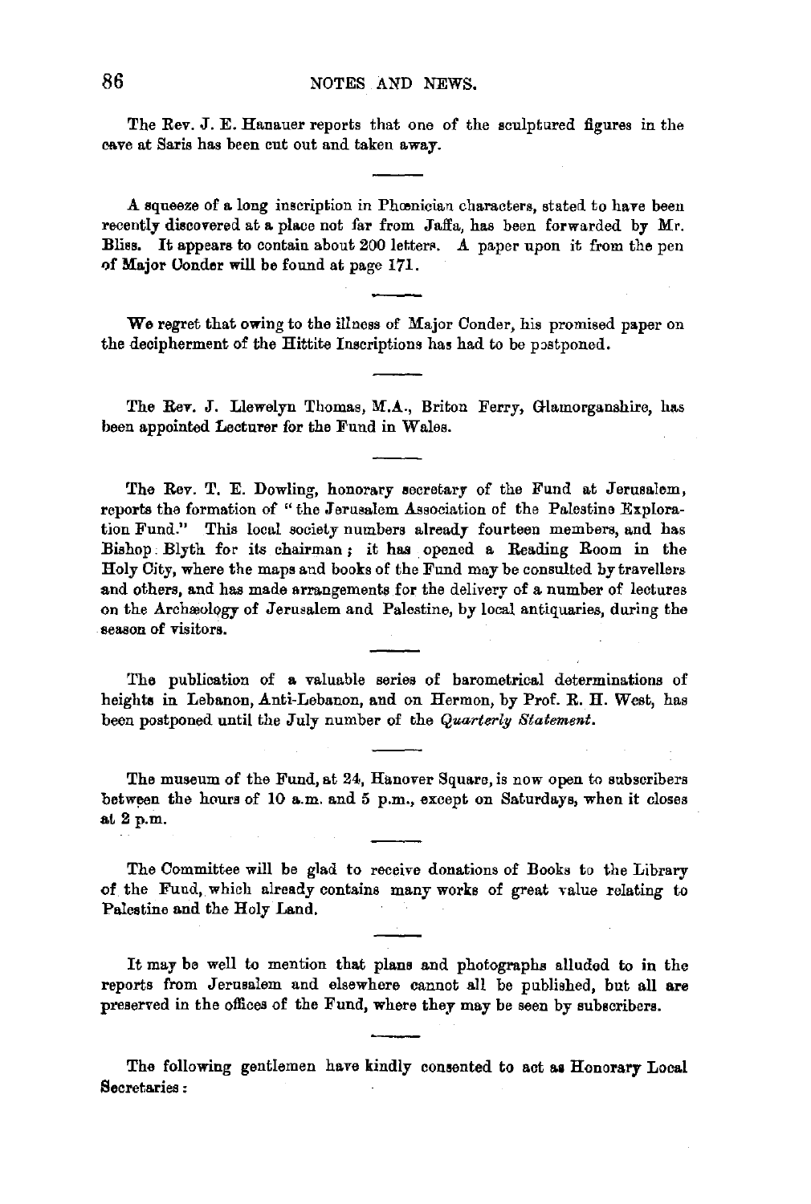The Rev. J. E. Hanauer reports that one of the sculptured figures in the cave at Saris has been cut out and taken away.

---

A squeeze of a long inscription in Phœnician characters, stated to have been recently discovered at a place not far from Jaffa, has been forwarded by Mr. Bliss. It appears to contain about 200 letters. A paper upon it from the pen of Major Conder will be found at page 171.

---

We regret that owing to the illness of Major Conder, his promised paper on the decipherment of the Hittite Inscriptions has had to be postponed.

---

The Rev. J. Llewelyn Thomas, M.A., Briton Ferry, Glamorganshire, has been appointed Lecturer for the Fund in Wales.

---

The Rev. T. E. Dowling, honorary secretary of the Fund at Jerusalem, reports the formation of "the Jerusalem Association of the Palestine Exploration Fund." This local society numbers already fourteen members, and has Bishop Blyth for its chairman; it has opened a Reading Room in the Holy City, where the maps and books of the Fund may be consulted by travellers and others, and has made arrangements for the delivery of a number of lectures on the Archæology of Jerusalem and Palestine, by local antiquaries, during the season of visitors.

---

The publication of a valuable series of barometrical determinations of heights in Lebanon, Anti-Lebanon, and on Hermon, by Prof. R. H. West, has been postponed until the July number of the *Quarterly Statement*.

---

The museum of the Fund, at 24, Hanover Square, is now open to subscribers between the hours of 10 a.m. and 5 p.m., except on Saturdays, when it closes at 2 p.m.

---

The Committee will be glad to receive donations of Books to the Library of the Fund, which already contains many works of great value relating to Palestine and the Holy Land.

---

It may be well to mention that plans and photographs alluded to in the reports from Jerusalem and elsewhere cannot all be published, but all are preserved in the offices of the Fund, where they may be seen by subscribers.

---

The following gentlemen have kindly consented to act as Honorary Local Secretaries: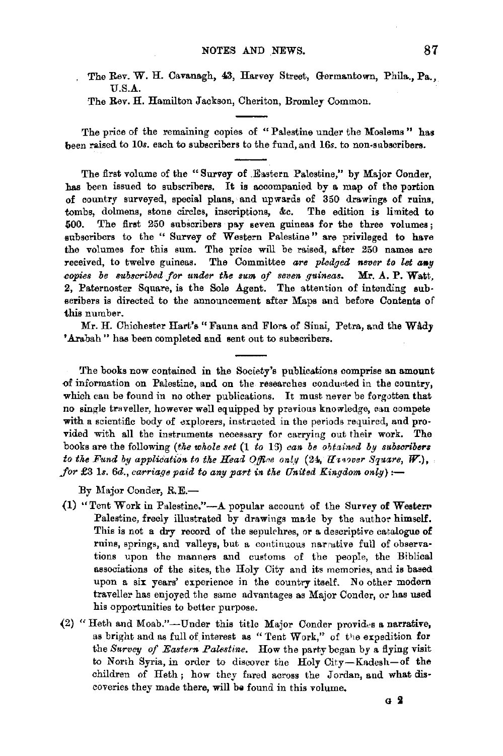The Rev. W. H. Cavanagh, 43, Harvey Street, Germantown, Phila., Pa., U.S.A.

The Rev. H. Hamilton Jackson, Cheriton, Bromley Common.

---

The price of the remaining copies of "Palestine under the Moslems" has been raised to 10*s*. each to subscribers to the fund, and 16*s*. to non-subscribers.

---

The first volume of the "Survey of Eastern Palestine," by Major Conder, has been issued to subscribers. It is accompanied by a map of the portion of country surveyed, special plans, and upwards of 350 drawings of ruins, tombs, dolmens, stone circles, inscriptions, &c. The edition is limited to 500. The first 250 subscribers pay seven guineas for the three volumes; subscribers to the "Survey of Western Palestine" are privileged to have the volumes for this sum. The price will be raised, after 250 names are received, to twelve guineas. The Committee *are pledged never to let any copies be subscribed for under the sum of seven guineas.* Mr. A. P. Watt, 2, Paternoster Square, is the Sole Agent. The attention of intending subscribers is directed to the announcement after Maps and before Contents of this number.

Mr. H. Chichester Hart's "Fauna and Flora of Sinai, Petra, and the Wâdy 'Arabah" has been completed and sent out to subscribers.

---

The books now contained in the Society's publications comprise an amount of information on Palestine, and on the researches conducted in the country, which can be found in no other publications. It must never be forgotten that no single traveller, however well equipped by previous knowledge, can compete with a scientific body of explorers, instructed in the periods required, and provided with all the instruments necessary for carrying out their work. The books are the following (*the whole set (1 to 13) can be obtained by subscribers to the Fund by application to the Head Office only (24, Hanover Square, W.), for £3 1s. 6d., carriage paid to any part in the United Kingdom only*) :—

By Major Conder, R.E.—

(1) "Tent Work in Palestine."—A popular account of the Survey of Western Palestine, freely illustrated by drawings made by the author himself. This is not a dry record of the sepulchres, or a descriptive catalogue of ruins, springs, and valleys, but a continuous narrative full of observations upon the manners and customs of the people, the Biblical associations of the sites, the Holy City and its memories, and is based upon a six years' experience in the country itself. No other modern traveller has enjoyed the same advantages as Major Conder, or has used his opportunities to better purpose.

(2) "Heth and Moab."—Under this title Major Conder provides a narrative, as bright and as full of interest as "Tent Work," of the expedition for the *Survey of Eastern Palestine*. How the party began by a flying visit to North Syria, in order to discover the Holy City—Kadesh—of the children of Heth; how they fared across the Jordan, and what discoveries they made there, will be found in this volume.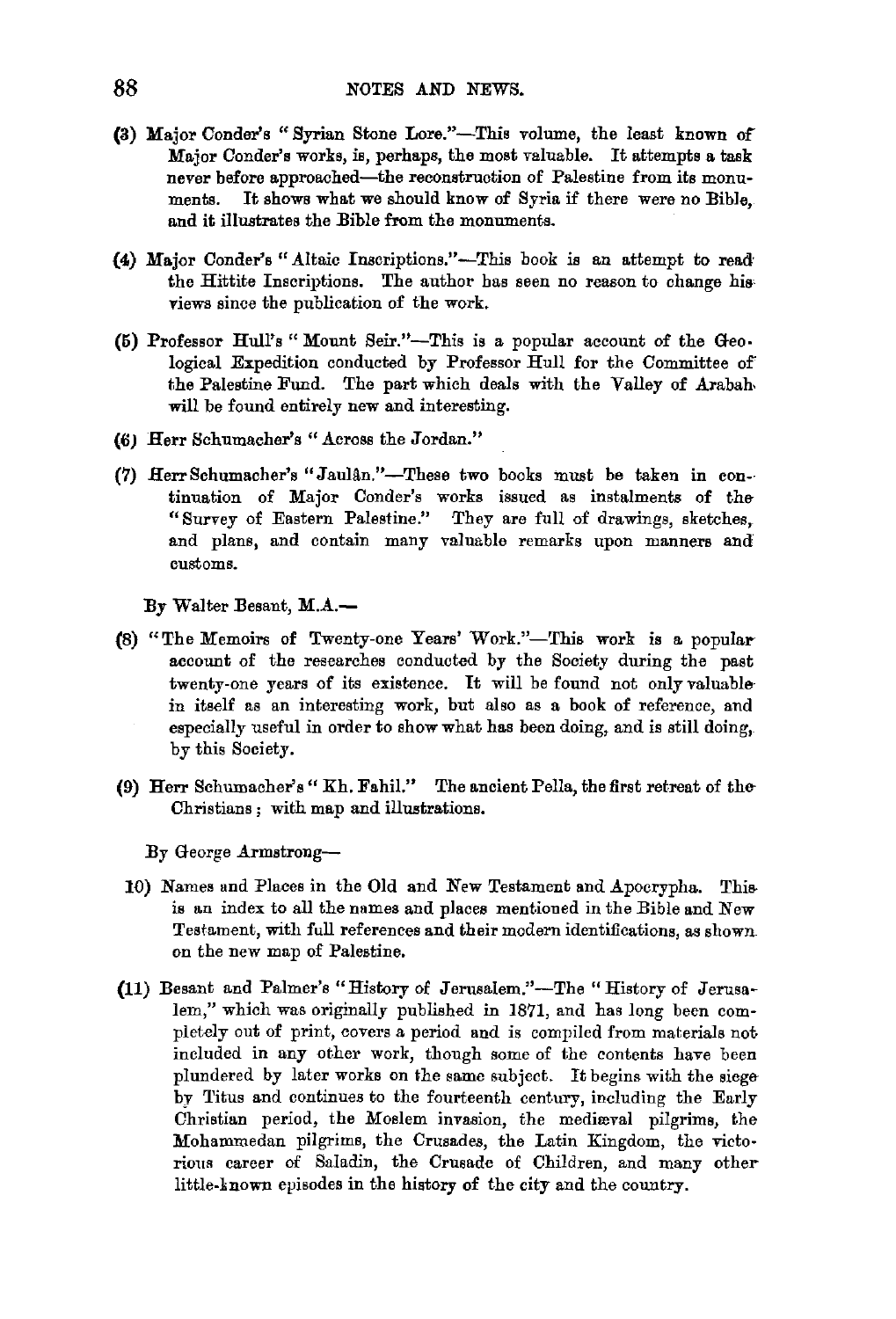(3) Major Conder's "Syrian Stone Lore."—This volume, the least known of Major Conder's works, is, perhaps, the most valuable. It attempts a task never before approached—the reconstruction of Palestine from its monuments. It shows what we should know of Syria if there were no Bible, and it illustrates the Bible from the monuments.

(4) Major Conder's "Altaic Inscriptions."—This book is an attempt to read the Hittite Inscriptions. The author has seen no reason to change his views since the publication of the work.

(5) Professor Hull's "Mount Seir."—This is a popular account of the Geological Expedition conducted by Professor Hull for the Committee of the Palestine Fund. The part which deals with the Valley of Arabah will be found entirely new and interesting.

(6) Herr Schumacher's "Across the Jordan."

(7) Herr Schumacher's "Jaulân."—These two books must be taken in continuation of Major Conder's works issued as instalments of the "Survey of Eastern Palestine." They are full of drawings, sketches, and plans, and contain many valuable remarks upon manners and customs.

By Walter Besant, M.A.—

(8) "The Memoirs of Twenty-one Years' Work."—This work is a popular account of the researches conducted by the Society during the past twenty-one years of its existence. It will be found not only valuable in itself as an interesting work, but also as a book of reference, and especially useful in order to show what has been doing, and is still doing, by this Society.

(9) Herr Schumacher's "Kh. Fahil." The ancient Pella, the first retreat of the Christians; with map and illustrations.

By George Armstrong—

10) Names and Places in the Old and New Testament and Apocrypha. This is an index to all the names and places mentioned in the Bible and New Testament, with full references and their modern identifications, as shown on the new map of Palestine.

(11) Besant and Palmer's "History of Jerusalem."—The "History of Jerusalem," which was originally published in 1871, and has long been completely out of print, covers a period and is compiled from materials not included in any other work, though some of the contents have been plundered by later works on the same subject. It begins with the siege by Titus and continues to the fourteenth century, including the Early Christian period, the Moslem invasion, the mediæval pilgrims, the Mohammedan pilgrims, the Crusades, the Latin Kingdom, the victorious career of Saladin, the Crusade of Children, and many other little-known episodes in the history of the city and the country.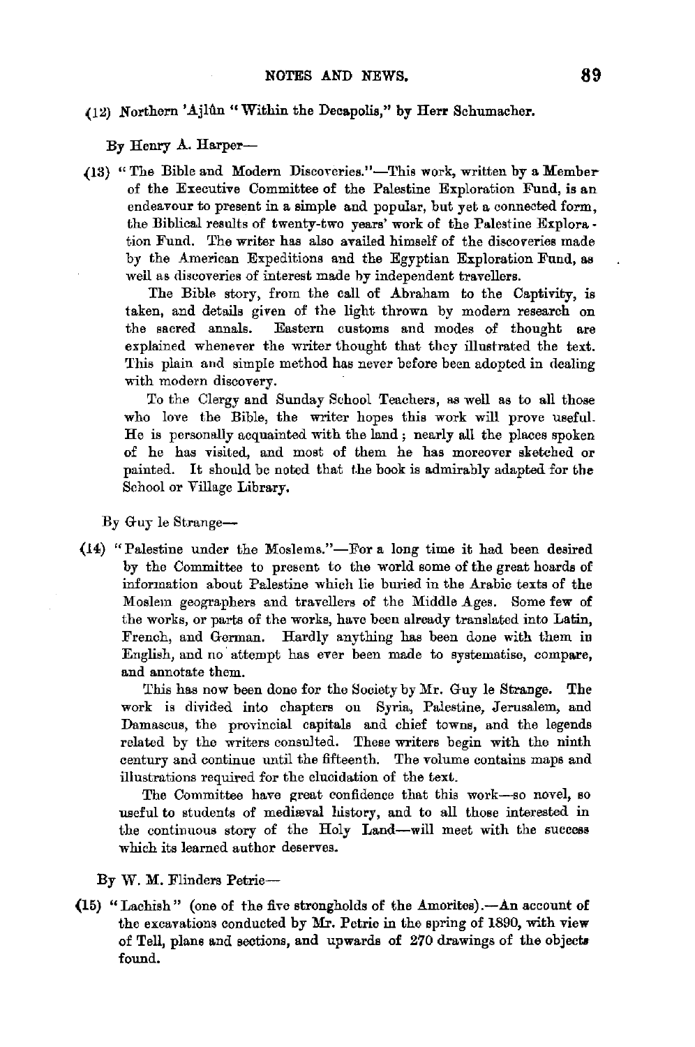(12) Northern 'Ajlûn "Within the Decapolis," by Herr Schumacher.

By Henry A. Harper—

(13) "The Bible and Modern Discoveries."—This work, written by a Member of the Executive Committee of the Palestine Exploration Fund, is an endeavour to present in a simple and popular, but yet a connected form, the Biblical results of twenty-two years' work of the Palestine Exploration Fund. The writer has also availed himself of the discoveries made by the American Expeditions and the Egyptian Exploration Fund, as well as discoveries of interest made by independent travellers.

The Bible story, from the call of Abraham to the Captivity, is taken, and details given of the light thrown by modern research on the sacred annals. Eastern customs and modes of thought are explained whenever the writer thought that they illustrated the text. This plain and simple method has never before been adopted in dealing with modern discovery.

To the Clergy and Sunday School Teachers, as well as to all those who love the Bible, the writer hopes this work will prove useful. He is personally acquainted with the land; nearly all the places spoken of he has visited, and most of them he has moreover sketched or painted. It should be noted that the book is admirably adapted for the School or Village Library.

By Guy le Strange—

(14) "Palestine under the Moslems."—For a long time it had been desired by the Committee to present to the world some of the great hoards of information about Palestine which lie buried in the Arabic texts of the Moslem geographers and travellers of the Middle Ages. Some few of the works, or parts of the works, have been already translated into Latin, French, and German. Hardly anything has been done with them in English, and no attempt has ever been made to systematise, compare, and annotate them.

This has now been done for the Society by Mr. Guy le Strange. The work is divided into chapters on Syria, Palestine, Jerusalem, and Damascus, the provincial capitals and chief towns, and the legends related by the writers consulted. These writers begin with the ninth century and continue until the fifteenth. The volume contains maps and illustrations required for the elucidation of the text.

The Committee have great confidence that this work—so novel, so useful to students of mediæval history, and to all those interested in the continuous story of the Holy Land—will meet with the success which its learned author deserves.

By W. M. Flinders Petrie—

(15) "Lachish" (one of the five strongholds of the Amorites).—An account of the excavations conducted by Mr. Petrie in the spring of 1890, with view of Tell, plans and sections, and upwards of 270 drawings of the objects found.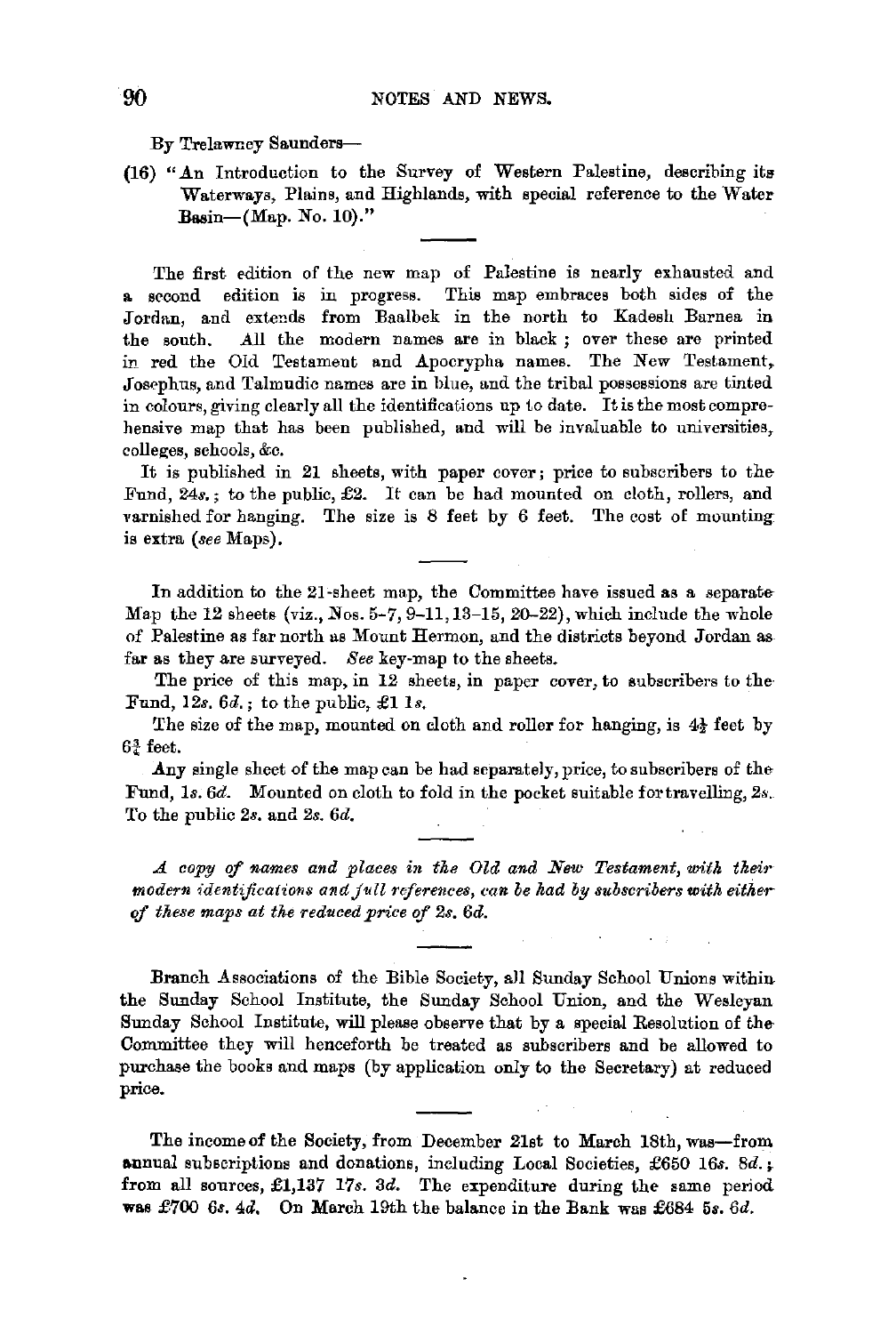By Trelawney Saunders—

(16) "An Introduction to the Survey of Western Palestine, describing its Waterways, Plains, and Highlands, with special reference to the Water Basin—(Map. No. 10)."

---

The first edition of the new map of Palestine is nearly exhausted and a second edition is in progress. This map embraces both sides of the Jordan, and extends from Baalbek in the north to Kadesh Barnea in the south. All the modern names are in black; over these are printed in red the Old Testament and Apocrypha names. The New Testament, Josephus, and Talmudic names are in blue, and the tribal possessions are tinted in colours, giving clearly all the identifications up to date. It is the most comprehensive map that has been published, and will be invaluable to universities, colleges, schools, &c.

It is published in 21 sheets, with paper cover; price to subscribers to the Fund, 24*s.*; to the public, £2. It can be had mounted on cloth, rollers, and varnished for hanging. The size is 8 feet by 6 feet. The cost of mounting is extra (*see* Maps).

---

In addition to the 21-sheet map, the Committee have issued as a separate Map the 12 sheets (viz., Nos. 5–7, 9–11, 13–15, 20–22), which include the whole of Palestine as far north as Mount Hermon, and the districts beyond Jordan as far as they are surveyed. *See* key-map to the sheets.

The price of this map, in 12 sheets, in paper cover, to subscribers to the Fund, 12*s.* 6*d.*; to the public, £1 1*s.*

The size of the map, mounted on cloth and roller for hanging, is 4½ feet by 6¾ feet.

Any single sheet of the map can be had separately, price, to subscribers of the Fund, 1*s.* 6*d.* Mounted on cloth to fold in the pocket suitable for travelling, 2*s.* To the public 2*s.* and 2*s.* 6*d.*

---

*A copy of names and places in the Old and New Testament, with their modern identifications and full references, can be had by subscribers with either of these maps at the reduced price of 2s. 6d.*

---

Branch Associations of the Bible Society, all Sunday School Unions within the Sunday School Institute, the Sunday School Union, and the Wesleyan Sunday School Institute, will please observe that by a special Resolution of the Committee they will henceforth be treated as subscribers and be allowed to purchase the books and maps (by application only to the Secretary) at reduced price.

---

The income of the Society, from December 21st to March 18th, was—from annual subscriptions and donations, including Local Societies, £650 16*s.* 8*d.*; from all sources, £1,137 17*s.* 3*d.* The expenditure during the same period was £700 6*s.* 4*d.* On March 19th the balance in the Bank was £684 5*s.* 6*d.*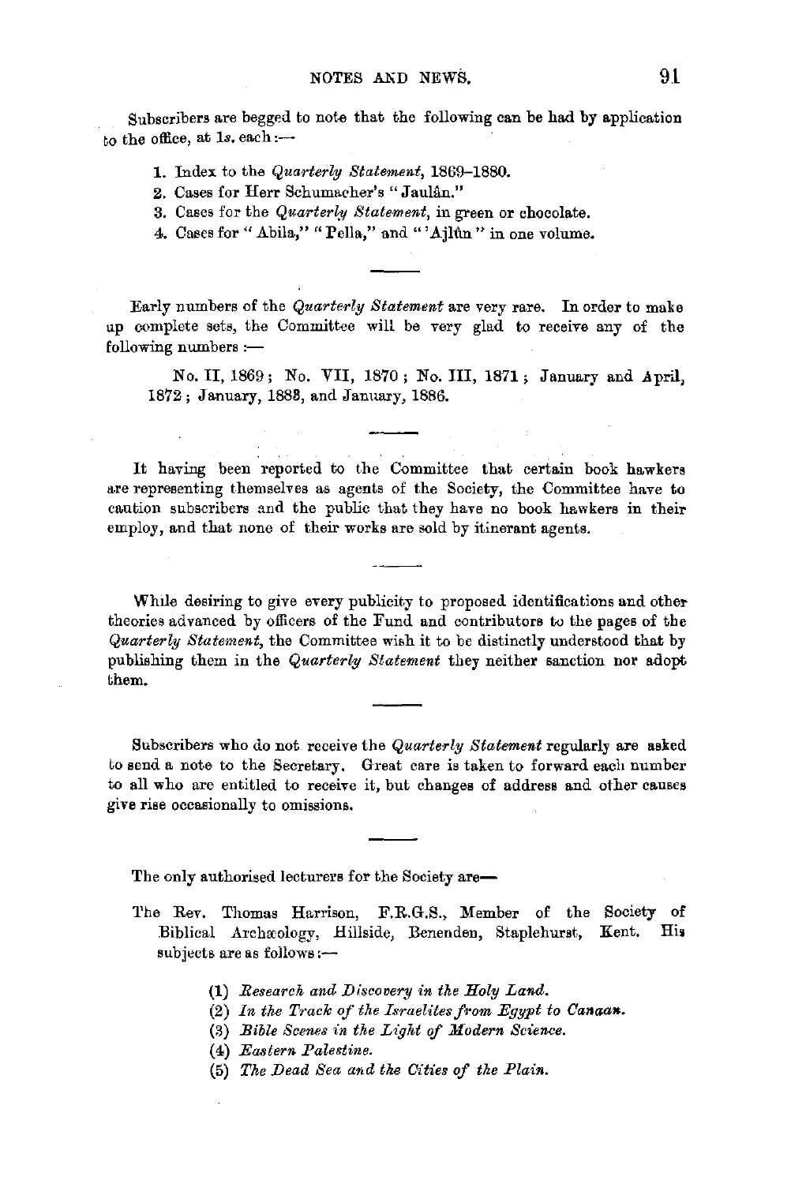Subscribers are begged to note that the following can be had by application to the office, at 1*s*. each:—

1. Index to the *Quarterly Statement*, 1869–1880.
2. Cases for Herr Schumacher's "Jaulân."
3. Cases for the *Quarterly Statement*, in green or chocolate.
4. Cases for "Abila," "Pella," and "'Ajlûn" in one volume.

---

Early numbers of the *Quarterly Statement* are very rare. In order to make up complete sets, the Committee will be very glad to receive any of the following numbers:—

No. II, 1869; No. VII, 1870; No. III, 1871; January and April, 1872; January, 1883, and January, 1886.

---

It having been reported to the Committee that certain book hawkers are representing themselves as agents of the Society, the Committee have to caution subscribers and the public that they have no book hawkers in their employ, and that none of their works are sold by itinerant agents.

---

While desiring to give every publicity to proposed identifications and other theories advanced by officers of the Fund and contributors to the pages of the *Quarterly Statement*, the Committee wish it to be distinctly understood that by publishing them in the *Quarterly Statement* they neither sanction nor adopt them.

---

Subscribers who do not receive the *Quarterly Statement* regularly are asked to send a note to the Secretary. Great care is taken to forward each number to all who are entitled to receive it, but changes of address and other causes give rise occasionally to omissions.

---

The only authorised lecturers for the Society are—

The Rev. Thomas Harrison, F.R.G.S., Member of the Society of Biblical Archæology, Hillside, Benenden, Staplehurst, Kent. His subjects are as follows:—

(1) *Research and Discovery in the Holy Land.*
(2) *In the Track of the Israelites from Egypt to Canaan.*
(3) *Bible Scenes in the Light of Modern Science.*
(4) *Eastern Palestine.*
(5) *The Dead Sea and the Cities of the Plain.*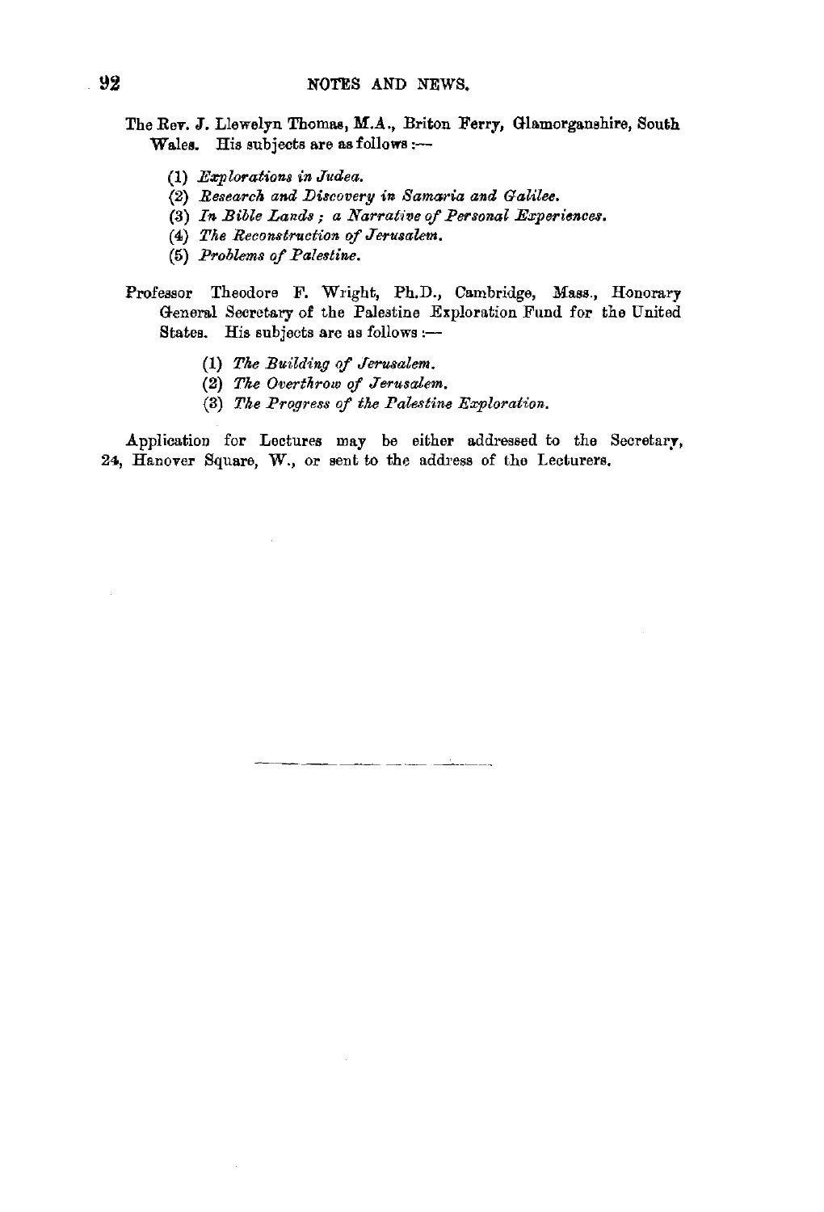The Rev. J. Llewelyn Thomas, M.A., Briton Ferry, Glamorganshire, South Wales. His subjects are as follows :—

(1) *Explorations in Judea.*
(2) *Research and Discovery in Samaria and Galilee.*
(3) *In Bible Lands ; a Narrative of Personal Experiences.*
(4) *The Reconstruction of Jerusalem.*
(5) *Problems of Palestine.*

Professor Theodore F. Wright, Ph.D., Cambridge, Mass., Honorary General Secretary of the Palestine Exploration Fund for the United States. His subjects are as follows :—

(1) *The Building of Jerusalem.*
(2) *The Overthrow of Jerusalem.*
(3) *The Progress of the Palestine Exploration.*

Application for Lectures may be either addressed to the Secretary, 24, Hanover Square, W., or sent to the address of the Lecturers.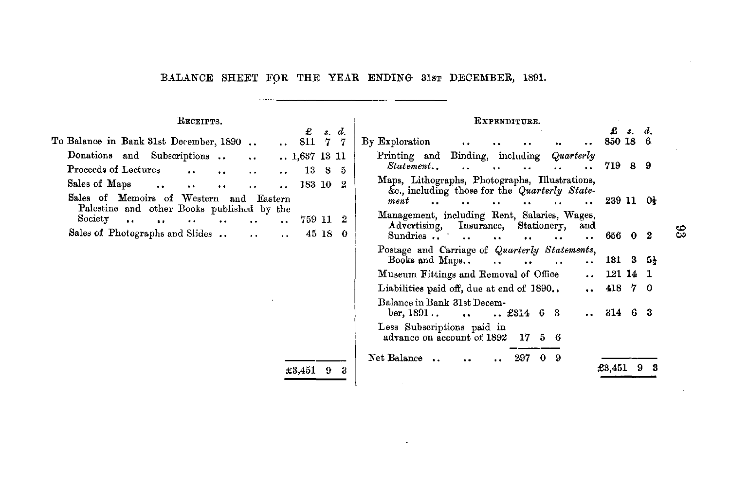# BALANCE SHEET FOR THE YEAR ENDING 31st DECEMBER, 1891.

| RECEIPTS. | £ | s. | d. |
|---|---|---|---|
| To Balance in Bank 31st December, 1890 | 811 | 7 | 7 |
| Donations and Subscriptions | 1,637 | 13 | 11 |
| Proceeds of Lectures | 13 | 8 | 5 |
| Sales of Maps | 183 | 10 | 2 |
| Sales of Memoirs of Western and Eastern Palestine and other Books published by the Society | 759 | 11 | 2 |
| Sales of Photographs and Slides | 45 | 18 | 0 |
| | £3,451 | 9 | 3 |

| EXPENDITURE. | | £ | s. | d. |
|---|---|---|---|---|
| By Exploration | | 850 | 18 | 6 |
| Printing and Binding, including *Quarterly Statement* | | 719 | 8 | 9 |
| Maps, Lithographs, Photographs, Illustrations, &c., including those for the *Quarterly Statement* | | 239 | 11 | 0½ |
| Management, including Rent, Salaries, Wages, Advertising, Insurance, Stationery, and Sundries | | 656 | 0 | 2 |
| Postage and Carriage of *Quarterly Statements*, Books and Maps | | 131 | 3 | 5½ |
| Museum Fittings and Removal of Office | | 121 | 14 | 1 |
| Liabilities paid off, due at end of 1890 | | 418 | 7 | 0 |
| Balance in Bank 31st December, 1891 | £314 6 3 | 314 | 6 | 3 |
| Less Subscriptions paid in advance on account of 1892 | 17 5 6 | | | |
| Net Balance | 297 0 9 | | | |
| | | £3,451 | 9 | 3 |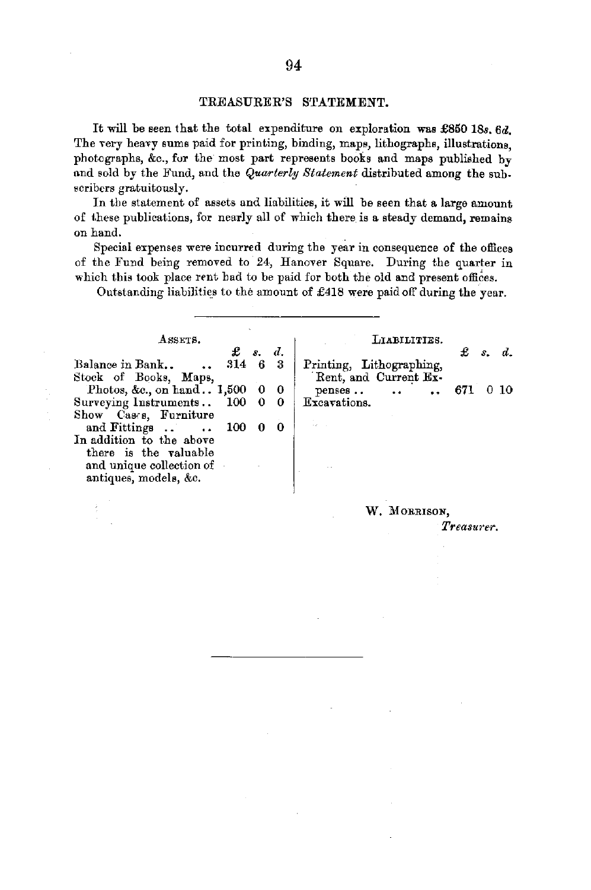## TREASURER'S STATEMENT.

It will be seen that the total expenditure on exploration was £850 18*s.* 6*d.* The very heavy sums paid for printing, binding, maps, lithographs, illustrations, photographs, &c., for the most part represents books and maps published by and sold by the Fund, and the *Quarterly Statement* distributed among the subscribers gratuitously.

In the statement of assets and liabilities, it will be seen that a large amount of these publications, for nearly all of which there is a steady demand, remains on hand.

Special expenses were incurred during the year in consequence of the offices of the Fund being removed to 24, Hanover Square. During the quarter in which this took place rent had to be paid for both the old and present offices.

Outstanding liabilities to the amount of £418 were paid off during the year.

---

| ASSETS. | £ | *s.* | *d.* | LIABILITIES. | £ | *s.* | *d.* |
|---|---|---|---|---|---|---|---|
| Balance in Bank.. .. | 314 | 6 | 3 | Printing, Lithographing, Rent, and Current Expenses .. .. .. | 671 | 0 | 10 |
| Stock of Books, Maps, Photos, &c., on hand.. | 1,500 | 0 | 0 | Excavations. | | | |
| Surveying Instruments.. | 100 | 0 | 0 | | | | |
| Show Cases, Furniture and Fittings .. .. | 100 | 0 | 0 | | | | |
| In addition to the above there is the valuable and unique collection of antiques, models, &c. | | | | | | | |

W. MORRISON,
*Treasurer.*